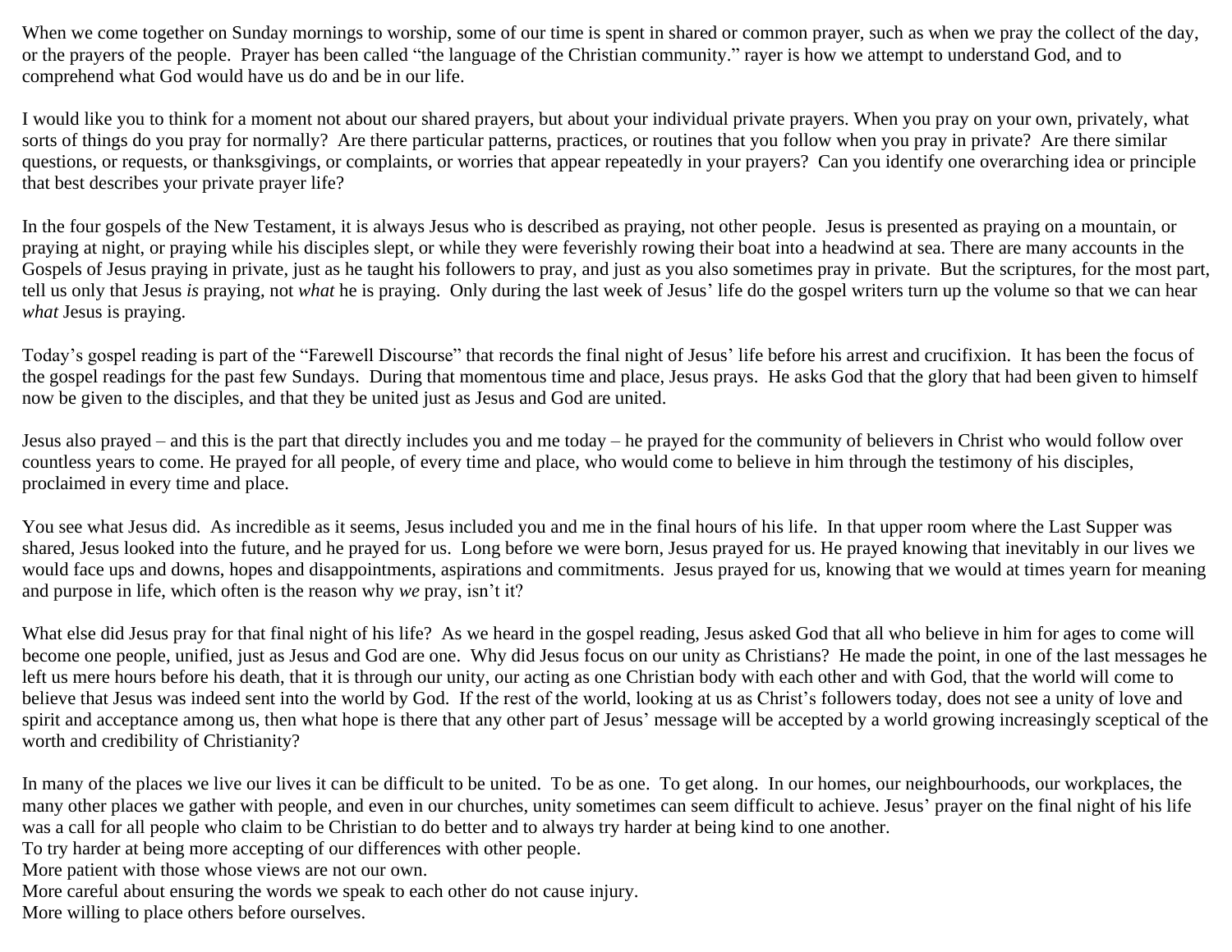When we come together on Sunday mornings to worship, some of our time is spent in shared or common prayer, such as when we pray the collect of the day, or the prayers of the people. Prayer has been called "the language of the Christian community." rayer is how we attempt to understand God, and to comprehend what God would have us do and be in our life.

I would like you to think for a moment not about our shared prayers, but about your individual private prayers. When you pray on your own, privately, what sorts of things do you pray for normally? Are there particular patterns, practices, or routines that you follow when you pray in private? Are there similar questions, or requests, or thanksgivings, or complaints, or worries that appear repeatedly in your prayers? Can you identify one overarching idea or principle that best describes your private prayer life?

In the four gospels of the New Testament, it is always Jesus who is described as praying, not other people. Jesus is presented as praying on a mountain, or praying at night, or praying while his disciples slept, or while they were feverishly rowing their boat into a headwind at sea. There are many accounts in the Gospels of Jesus praying in private, just as he taught his followers to pray, and just as you also sometimes pray in private. But the scriptures, for the most part, tell us only that Jesus *is* praying, not *what* he is praying. Only during the last week of Jesus' life do the gospel writers turn up the volume so that we can hear *what* Jesus is praying.

Today's gospel reading is part of the "Farewell Discourse" that records the final night of Jesus' life before his arrest and crucifixion. It has been the focus of the gospel readings for the past few Sundays. During that momentous time and place, Jesus prays. He asks God that the glory that had been given to himself now be given to the disciples, and that they be united just as Jesus and God are united.

Jesus also prayed – and this is the part that directly includes you and me today – he prayed for the community of believers in Christ who would follow over countless years to come. He prayed for all people, of every time and place, who would come to believe in him through the testimony of his disciples, proclaimed in every time and place.

You see what Jesus did. As incredible as it seems, Jesus included you and me in the final hours of his life. In that upper room where the Last Supper was shared, Jesus looked into the future, and he prayed for us. Long before we were born, Jesus prayed for us. He prayed knowing that inevitably in our lives we would face ups and downs, hopes and disappointments, aspirations and commitments. Jesus prayed for us, knowing that we would at times yearn for meaning and purpose in life, which often is the reason why *we* pray, isn't it?

What else did Jesus pray for that final night of his life? As we heard in the gospel reading, Jesus asked God that all who believe in him for ages to come will become one people, unified, just as Jesus and God are one. Why did Jesus focus on our unity as Christians? He made the point, in one of the last messages he left us mere hours before his death, that it is through our unity, our acting as one Christian body with each other and with God, that the world will come to believe that Jesus was indeed sent into the world by God. If the rest of the world, looking at us as Christ's followers today, does not see a unity of love and spirit and acceptance among us, then what hope is there that any other part of Jesus' message will be accepted by a world growing increasingly sceptical of the worth and credibility of Christianity?

In many of the places we live our lives it can be difficult to be united. To be as one. To get along. In our homes, our neighbourhoods, our workplaces, the many other places we gather with people, and even in our churches, unity sometimes can seem difficult to achieve. Jesus' prayer on the final night of his life was a call for all people who claim to be Christian to do better and to always try harder at being kind to one another.
To try harder at being more accepting of our differences with other people.
More patient with those whose views are not our own.
More careful about ensuring the words we speak to each other do not cause injury.
More willing to place others before ourselves.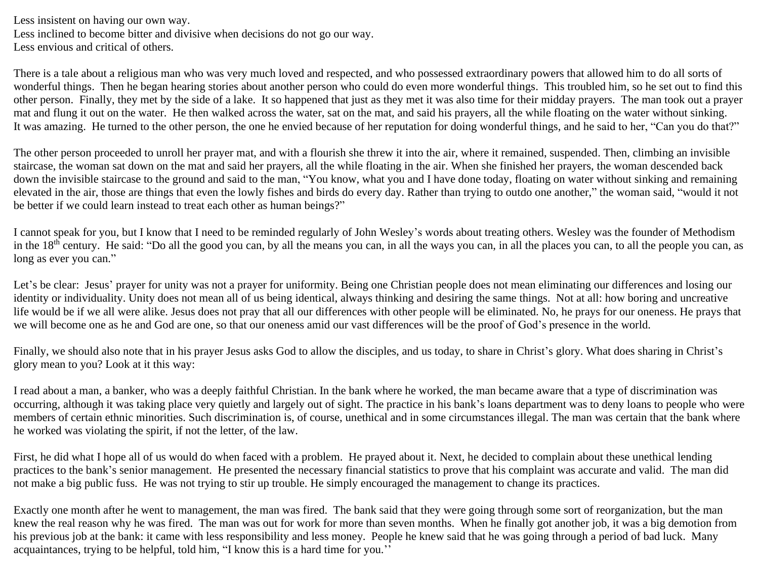Less insistent on having our own way.
Less inclined to become bitter and divisive when decisions do not go our way.
Less envious and critical of others.

There is a tale about a religious man who was very much loved and respected, and who possessed extraordinary powers that allowed him to do all sorts of wonderful things. Then he began hearing stories about another person who could do even more wonderful things. This troubled him, so he set out to find this other person. Finally, they met by the side of a lake. It so happened that just as they met it was also time for their midday prayers. The man took out a prayer mat and flung it out on the water. He then walked across the water, sat on the mat, and said his prayers, all the while floating on the water without sinking. It was amazing. He turned to the other person, the one he envied because of her reputation for doing wonderful things, and he said to her, "Can you do that?"

The other person proceeded to unroll her prayer mat, and with a flourish she threw it into the air, where it remained, suspended. Then, climbing an invisible staircase, the woman sat down on the mat and said her prayers, all the while floating in the air. When she finished her prayers, the woman descended back down the invisible staircase to the ground and said to the man, "You know, what you and I have done today, floating on water without sinking and remaining elevated in the air, those are things that even the lowly fishes and birds do every day. Rather than trying to outdo one another," the woman said, "would it not be better if we could learn instead to treat each other as human beings?"

I cannot speak for you, but I know that I need to be reminded regularly of John Wesley's words about treating others. Wesley was the founder of Methodism in the 18th century. He said: "Do all the good you can, by all the means you can, in all the ways you can, in all the places you can, to all the people you can, as long as ever you can."

Let's be clear: Jesus' prayer for unity was not a prayer for uniformity. Being one Christian people does not mean eliminating our differences and losing our identity or individuality. Unity does not mean all of us being identical, always thinking and desiring the same things. Not at all: how boring and uncreative life would be if we all were alike. Jesus does not pray that all our differences with other people will be eliminated. No, he prays for our oneness. He prays that we will become one as he and God are one, so that our oneness amid our vast differences will be the proof of God's presence in the world.

Finally, we should also note that in his prayer Jesus asks God to allow the disciples, and us today, to share in Christ's glory. What does sharing in Christ's glory mean to you? Look at it this way:

I read about a man, a banker, who was a deeply faithful Christian. In the bank where he worked, the man became aware that a type of discrimination was occurring, although it was taking place very quietly and largely out of sight. The practice in his bank's loans department was to deny loans to people who were members of certain ethnic minorities. Such discrimination is, of course, unethical and in some circumstances illegal. The man was certain that the bank where he worked was violating the spirit, if not the letter, of the law.

First, he did what I hope all of us would do when faced with a problem. He prayed about it. Next, he decided to complain about these unethical lending practices to the bank's senior management. He presented the necessary financial statistics to prove that his complaint was accurate and valid. The man did not make a big public fuss. He was not trying to stir up trouble. He simply encouraged the management to change its practices.

Exactly one month after he went to management, the man was fired. The bank said that they were going through some sort of reorganization, but the man knew the real reason why he was fired. The man was out for work for more than seven months. When he finally got another job, it was a big demotion from his previous job at the bank: it came with less responsibility and less money. People he knew said that he was going through a period of bad luck. Many acquaintances, trying to be helpful, told him, "I know this is a hard time for you."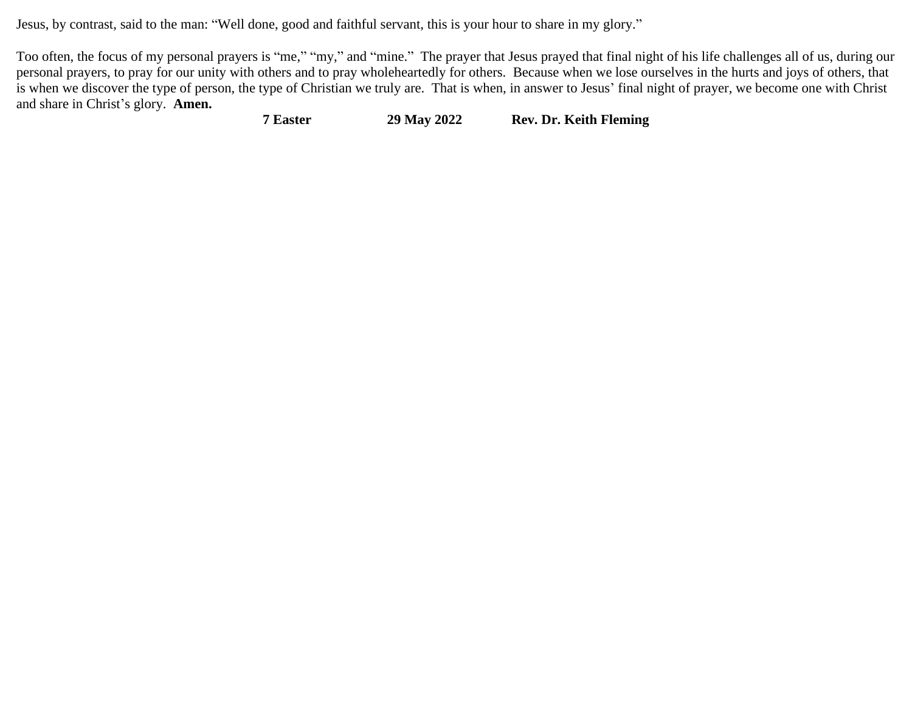Jesus, by contrast, said to the man: "Well done, good and faithful servant, this is your hour to share in my glory."

Too often, the focus of my personal prayers is "me," "my," and "mine." The prayer that Jesus prayed that final night of his life challenges all of us, during our personal prayers, to pray for our unity with others and to pray wholeheartedly for others. Because when we lose ourselves in the hurts and joys of others, that is when we discover the type of person, the type of Christian we truly are. That is when, in answer to Jesus' final night of prayer, we become one with Christ and share in Christ's glory. **Amen.**

**7 Easter 29 May 2022 Rev. Dr. Keith Fleming**